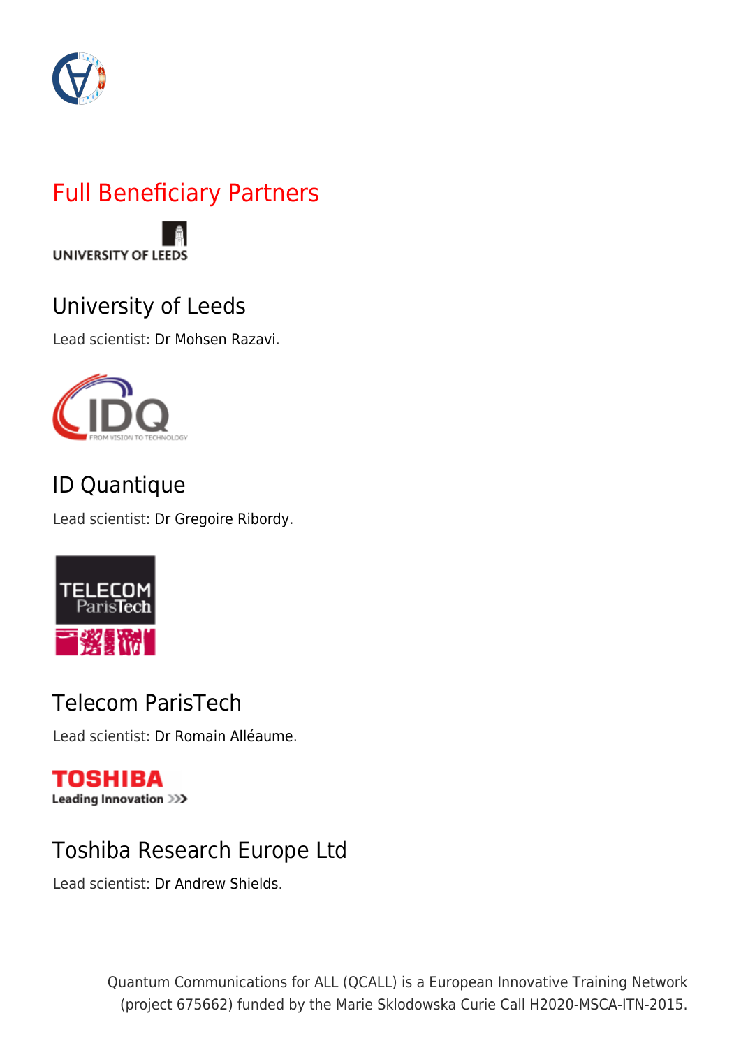## Full Beneficiary Partners

### University of Leeds

Lead scientist: Dr Mohsen Razavi.

### ID Quantique

Lead scientist: Dr Gregoire Ribordy.

### Telecom ParisTech

Lead scientist: Dr Romain Alléaume.

### Toshiba Research Europe Ltd

Lead scientist: Dr Andrew Shields.

Quantum Communications for ALL (QCALL) is a European Innovative Training Network (project 675662) funded by the Marie Sklodowska Curie Call H2020-MSCA-ITN-2015.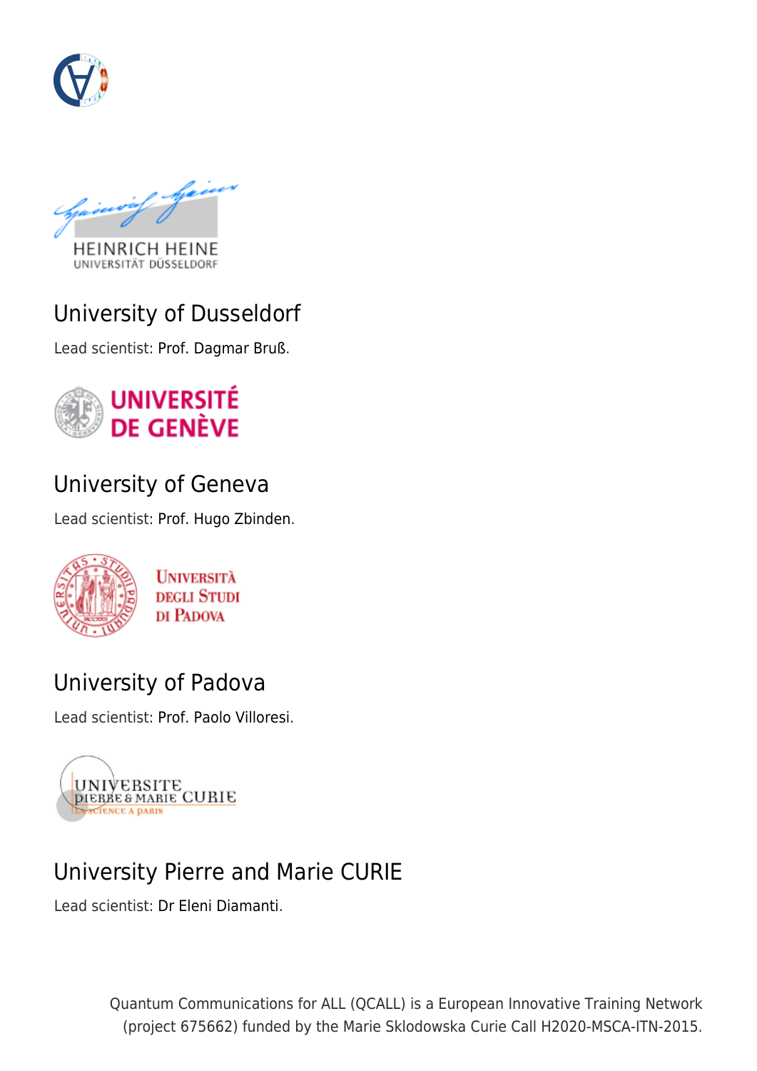## University of Dusseldorf

Lead scientist: Prof. Dagmar Bruß.

## University of Geneva

Lead scientist: Prof. Hugo Zbinden.

## University of Padova

Lead scientist: Prof. Paolo Villoresi.

## University Pierre and Marie CURIE

Lead scientist: Dr Eleni Diamanti.

Quantum Communications for ALL (QCALL) is a European Innovative Training Network (project 675662) funded by the Marie Sklodowska Curie Call H2020-MSCA-ITN-2015.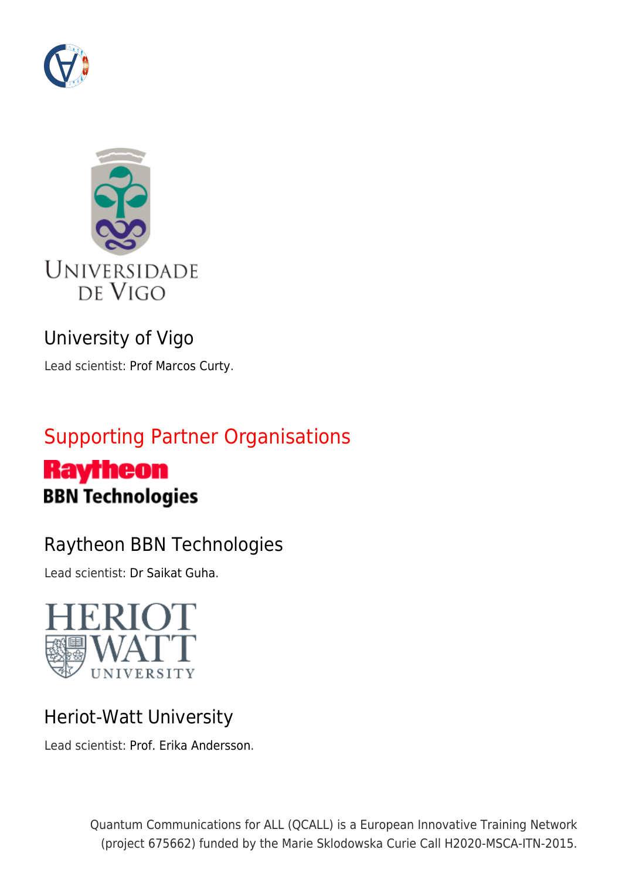## University of Vigo

Lead scientist: Prof Marcos Curty.

# Supporting Partner Organisations

## Raytheon BBN Technologies

Lead scientist: Dr Saikat Guha.

## Heriot-Watt University

Lead scientist: Prof. Erika Andersson.

Quantum Communications for ALL (QCALL) is a European Innovative Training Network (project 675662) funded by the Marie Sklodowska Curie Call H2020-MSCA-ITN-2015.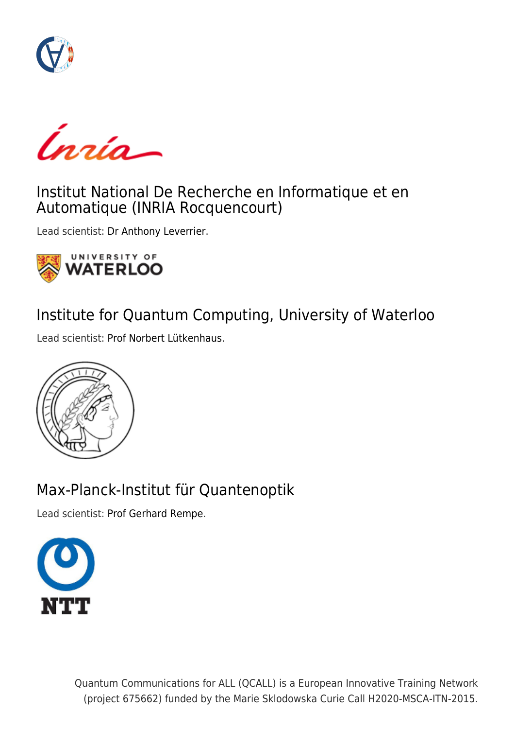## Institut National De Recherche en Informatique et en Automatique (INRIA Rocquencourt)

Lead scientist: Dr Anthony Leverrier.

## Institute for Quantum Computing, University of Waterloo

Lead scientist: Prof Norbert Lütkenhaus.

## Max-Planck-Institut für Quantenoptik

Lead scientist: Prof Gerhard Rempe.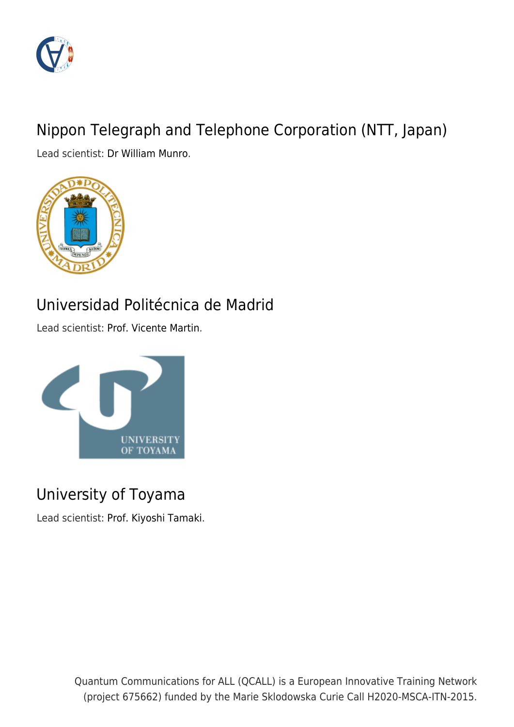## Nippon Telegraph and Telephone Corporation (NTT, Japan)

Lead scientist: Dr William Munro.

## Universidad Politécnica de Madrid

Lead scientist: Prof. Vicente Martin.

## University of Toyama

Lead scientist: Prof. Kiyoshi Tamaki.

Quantum Communications for ALL (QCALL) is a European Innovative Training Network (project 675662) funded by the Marie Sklodowska Curie Call H2020-MSCA-ITN-2015.